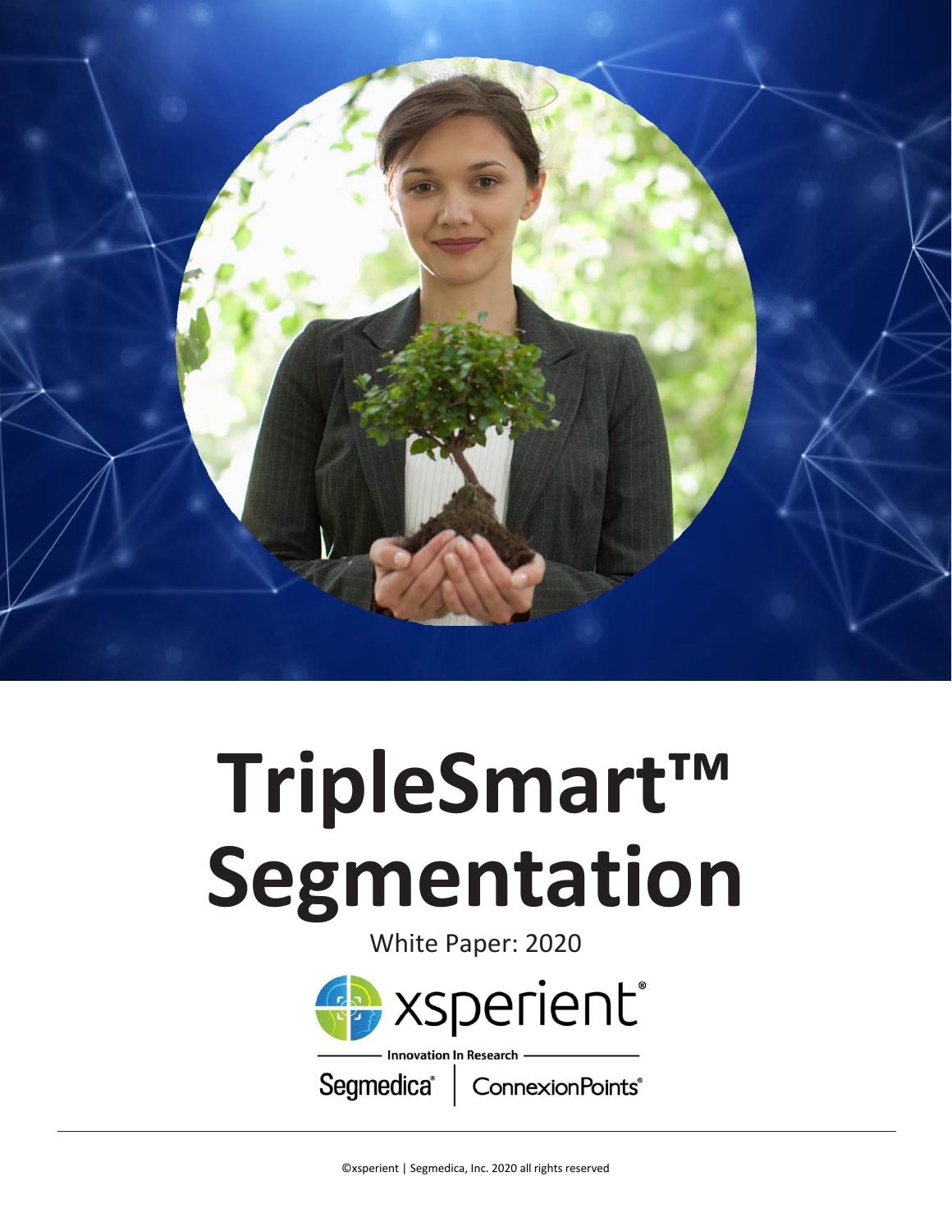# TripleSmart™ Segmentation

White Paper: 2020

xsperient®

Innovation In Research

Segmedica® | ConnexionPoints®

©xsperient | Segmedica, Inc. 2020 all rights reserved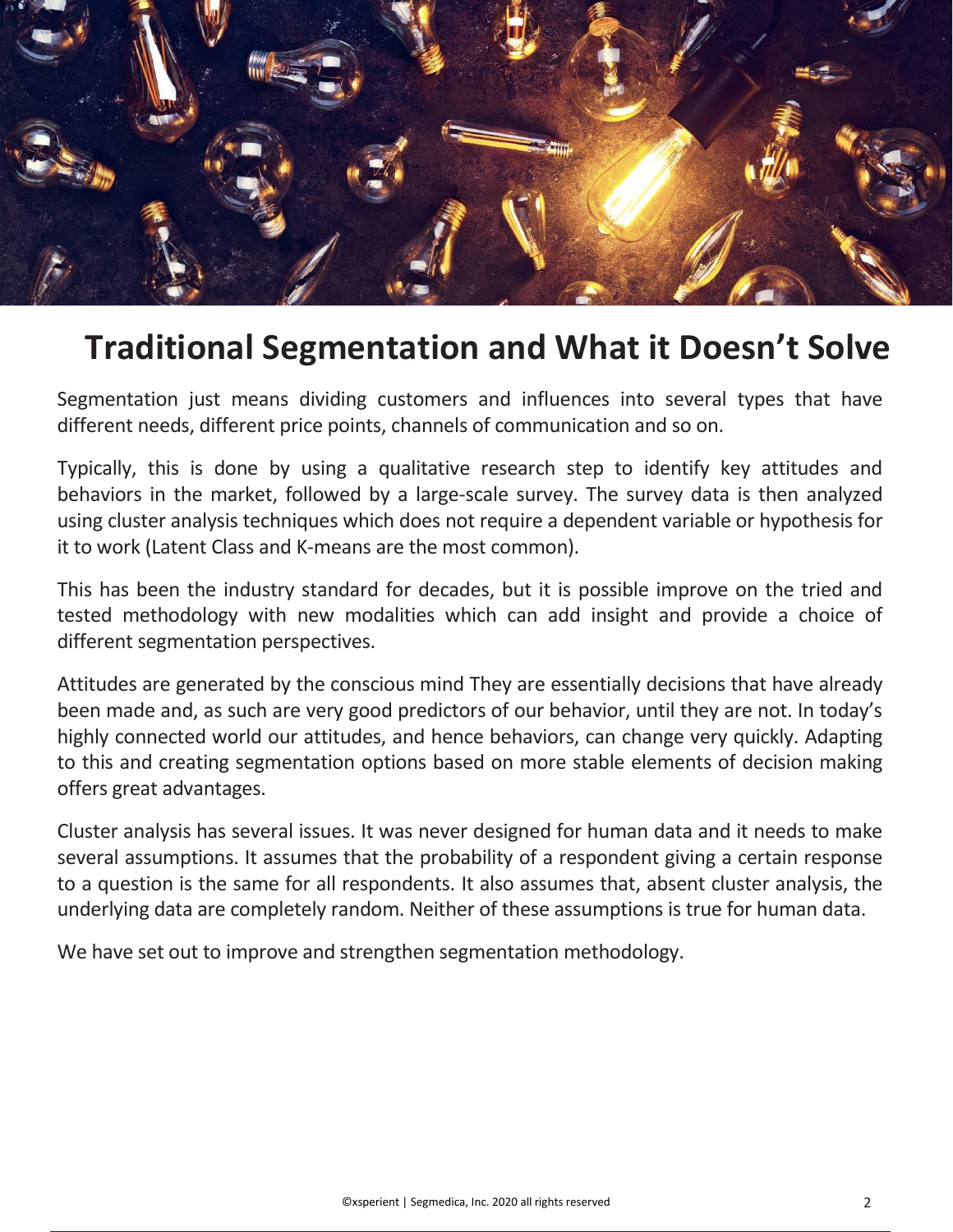# Traditional Segmentation and What it Doesn't Solve

Segmentation just means dividing customers and influences into several types that have different needs, different price points, channels of communication and so on.

Typically, this is done by using a qualitative research step to identify key attitudes and behaviors in the market, followed by a large-scale survey. The survey data is then analyzed using cluster analysis techniques which does not require a dependent variable or hypothesis for it to work (Latent Class and K-means are the most common).

This has been the industry standard for decades, but it is possible improve on the tried and tested methodology with new modalities which can add insight and provide a choice of different segmentation perspectives.

Attitudes are generated by the conscious mind They are essentially decisions that have already been made and, as such are very good predictors of our behavior, until they are not. In today's highly connected world our attitudes, and hence behaviors, can change very quickly. Adapting to this and creating segmentation options based on more stable elements of decision making offers great advantages.

Cluster analysis has several issues. It was never designed for human data and it needs to make several assumptions. It assumes that the probability of a respondent giving a certain response to a question is the same for all respondents. It also assumes that, absent cluster analysis, the underlying data are completely random. Neither of these assumptions is true for human data.

We have set out to improve and strengthen segmentation methodology.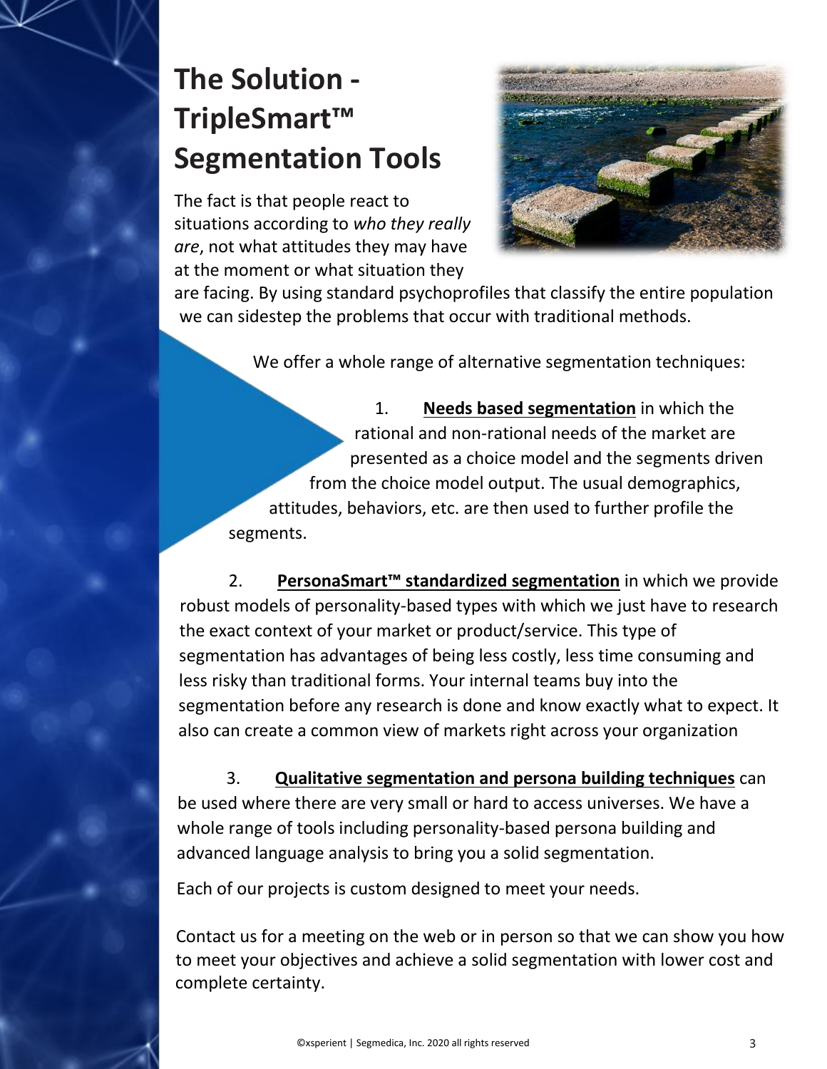# The Solution - TripleSmart™ Segmentation Tools

The fact is that people react to situations according to *who they really are*, not what attitudes they may have at the moment or what situation they are facing. By using standard psychoprofiles that classify the entire population we can sidestep the problems that occur with traditional methods.

We offer a whole range of alternative segmentation techniques:

1. **Needs based segmentation** in which the rational and non-rational needs of the market are presented as a choice model and the segments driven from the choice model output. The usual demographics, attitudes, behaviors, etc. are then used to further profile the segments.

2. **PersonaSmart™ standardized segmentation** in which we provide robust models of personality-based types with which we just have to research the exact context of your market or product/service. This type of segmentation has advantages of being less costly, less time consuming and less risky than traditional forms. Your internal teams buy into the segmentation before any research is done and know exactly what to expect. It also can create a common view of markets right across your organization

3. **Qualitative segmentation and persona building techniques** can be used where there are very small or hard to access universes. We have a whole range of tools including personality-based persona building and advanced language analysis to bring you a solid segmentation.

Each of our projects is custom designed to meet your needs.

Contact us for a meeting on the web or in person so that we can show you how to meet your objectives and achieve a solid segmentation with lower cost and complete certainty.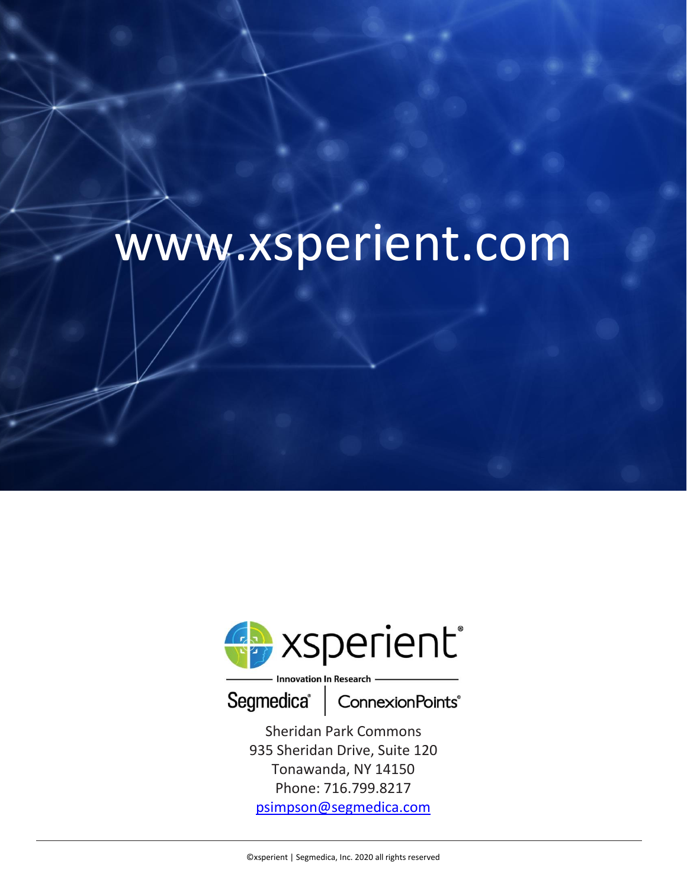www.xsperient.com

xsperient®

Innovation In Research

Segmedica® | ConnexionPoints®

Sheridan Park Commons
935 Sheridan Drive, Suite 120
Tonawanda, NY 14150
Phone: 716.799.8217
psimpson@segmedica.com

©xsperient | Segmedica, Inc. 2020 all rights reserved